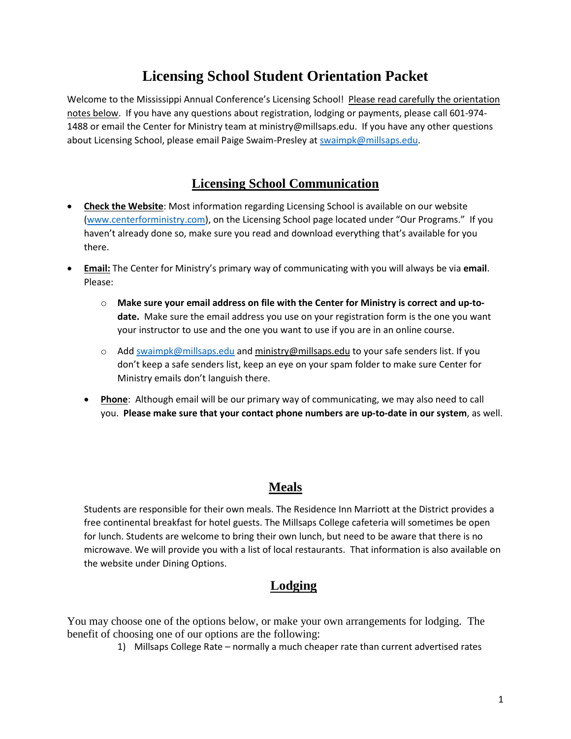# Licensing School Student Orientation Packet

Welcome to the Mississippi Annual Conference's Licensing School! Please read carefully the orientation notes below. If you have any questions about registration, lodging or payments, please call 601-974-1488 or email the Center for Ministry team at ministry@millsaps.edu. If you have any other questions about Licensing School, please email Paige Swaim-Presley at [swaimpk@millsaps.edu](mailto:swaimpk@millsaps.edu).

## Licensing School Communication

- **Check the Website**: Most information regarding Licensing School is available on our website ([www.centerforministry.com](http://www.centerforministry.com)), on the Licensing School page located under "Our Programs." If you haven't already done so, make sure you read and download everything that's available for you there.
- **Email:** The Center for Ministry's primary way of communicating with you will always be via **email**. Please:
  - **Make sure your email address on file with the Center for Ministry is correct and up-to-date.** Make sure the email address you use on your registration form is the one you want your instructor to use and the one you want to use if you are in an online course.
  - Add [swaimpk@millsaps.edu](mailto:swaimpk@millsaps.edu) and ministry@millsaps.edu to your safe senders list. If you don't keep a safe senders list, keep an eye on your spam folder to make sure Center for Ministry emails don't languish there.
- **Phone**: Although email will be our primary way of communicating, we may also need to call you. **Please make sure that your contact phone numbers are up-to-date in our system**, as well.

## Meals

Students are responsible for their own meals. The Residence Inn Marriott at the District provides a free continental breakfast for hotel guests. The Millsaps College cafeteria will sometimes be open for lunch. Students are welcome to bring their own lunch, but need to be aware that there is no microwave. We will provide you with a list of local restaurants. That information is also available on the website under Dining Options.

## Lodging

You may choose one of the options below, or make your own arrangements for lodging. The benefit of choosing one of our options are the following:

1) Millsaps College Rate – normally a much cheaper rate than current advertised rates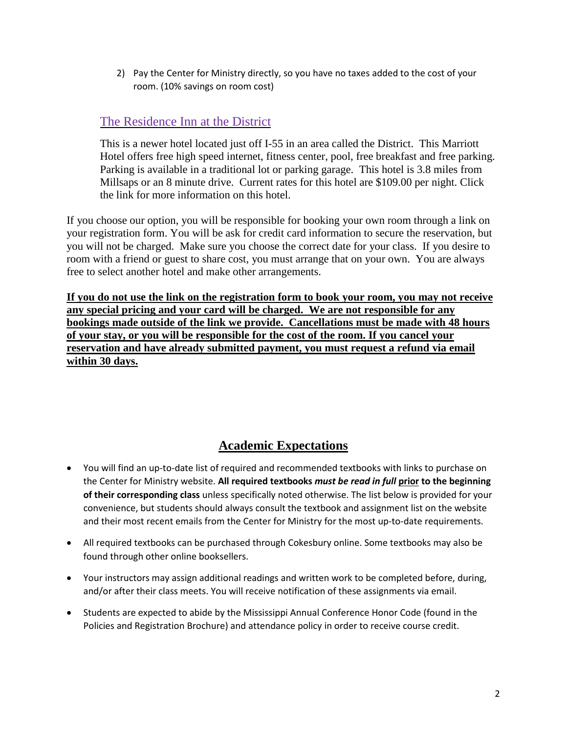2) Pay the Center for Ministry directly, so you have no taxes added to the cost of your room. (10% savings on room cost)

## The Residence Inn at the District

This is a newer hotel located just off I-55 in an area called the District. This Marriott Hotel offers free high speed internet, fitness center, pool, free breakfast and free parking. Parking is available in a traditional lot or parking garage. This hotel is 3.8 miles from Millsaps or an 8 minute drive. Current rates for this hotel are $109.00 per night. Click the link for more information on this hotel.

If you choose our option, you will be responsible for booking your own room through a link on your registration form. You will be ask for credit card information to secure the reservation, but you will not be charged. Make sure you choose the correct date for your class. If you desire to room with a friend or guest to share cost, you must arrange that on your own. You are always free to select another hotel and make other arrangements.

**If you do not use the link on the registration form to book your room, you may not receive any special pricing and your card will be charged. We are not responsible for any bookings made outside of the link we provide. Cancellations must be made with 48 hours of your stay, or you will be responsible for the cost of the room. If you cancel your reservation and have already submitted payment, you must request a refund via email within 30 days.**

## Academic Expectations

- You will find an up-to-date list of required and recommended textbooks with links to purchase on the Center for Ministry website. **All required textbooks *must be read in full* prior to the beginning of their corresponding class** unless specifically noted otherwise. The list below is provided for your convenience, but students should always consult the textbook and assignment list on the website and their most recent emails from the Center for Ministry for the most up-to-date requirements.
- All required textbooks can be purchased through Cokesbury online. Some textbooks may also be found through other online booksellers.
- Your instructors may assign additional readings and written work to be completed before, during, and/or after their class meets. You will receive notification of these assignments via email.
- Students are expected to abide by the Mississippi Annual Conference Honor Code (found in the Policies and Registration Brochure) and attendance policy in order to receive course credit.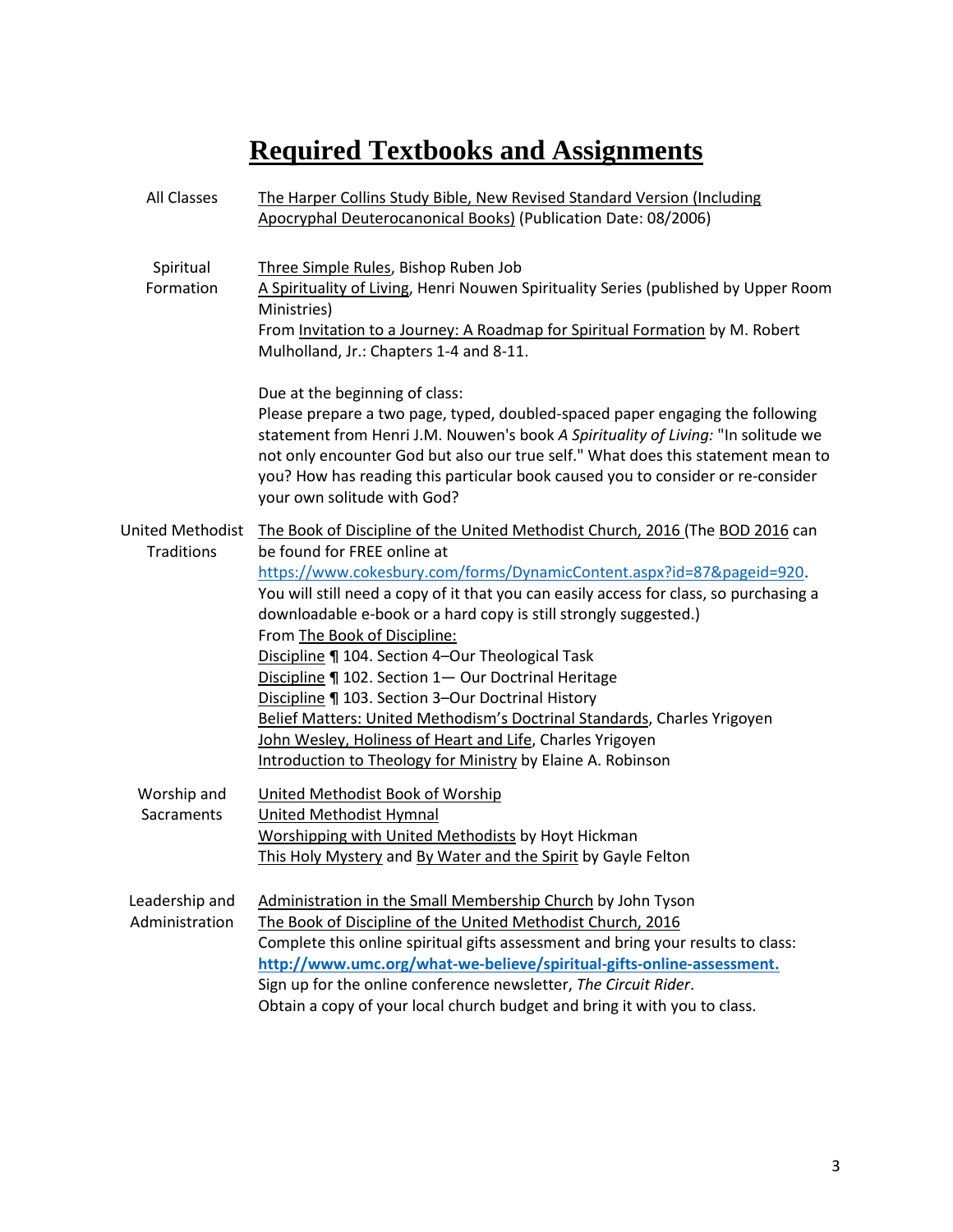# Required Textbooks and Assignments

**All Classes**

The Harper Collins Study Bible, New Revised Standard Version (Including Apocryphal Deuterocanonical Books) (Publication Date: 08/2006)

**Spiritual Formation**

Three Simple Rules, Bishop Ruben Job
A Spirituality of Living, Henri Nouwen Spirituality Series (published by Upper Room Ministries)
From Invitation to a Journey: A Roadmap for Spiritual Formation by M. Robert Mulholland, Jr.: Chapters 1-4 and 8-11.

Due at the beginning of class:
Please prepare a two page, typed, doubled-spaced paper engaging the following statement from Henri J.M. Nouwen's book *A Spirituality of Living:* "In solitude we not only encounter God but also our true self." What does this statement mean to you? How has reading this particular book caused you to consider or re-consider your own solitude with God?

**United Methodist Traditions**

The Book of Discipline of the United Methodist Church, 2016 (The BOD 2016 can be found for FREE online at https://www.cokesbury.com/forms/DynamicContent.aspx?id=87&pageid=920. You will still need a copy of it that you can easily access for class, so purchasing a downloadable e-book or a hard copy is still strongly suggested.)
From The Book of Discipline:
Discipline ¶ 104. Section 4–Our Theological Task
Discipline ¶ 102. Section 1— Our Doctrinal Heritage
Discipline ¶ 103. Section 3–Our Doctrinal History
Belief Matters: United Methodism's Doctrinal Standards, Charles Yrigoyen
John Wesley, Holiness of Heart and Life, Charles Yrigoyen
Introduction to Theology for Ministry by Elaine A. Robinson

**Worship and Sacraments**

United Methodist Book of Worship
United Methodist Hymnal
Worshipping with United Methodists by Hoyt Hickman
This Holy Mystery and By Water and the Spirit by Gayle Felton

**Leadership and Administration**

Administration in the Small Membership Church by John Tyson
The Book of Discipline of the United Methodist Church, 2016
Complete this online spiritual gifts assessment and bring your results to class:
**http://www.umc.org/what-we-believe/spiritual-gifts-online-assessment.**
Sign up for the online conference newsletter, *The Circuit Rider*.
Obtain a copy of your local church budget and bring it with you to class.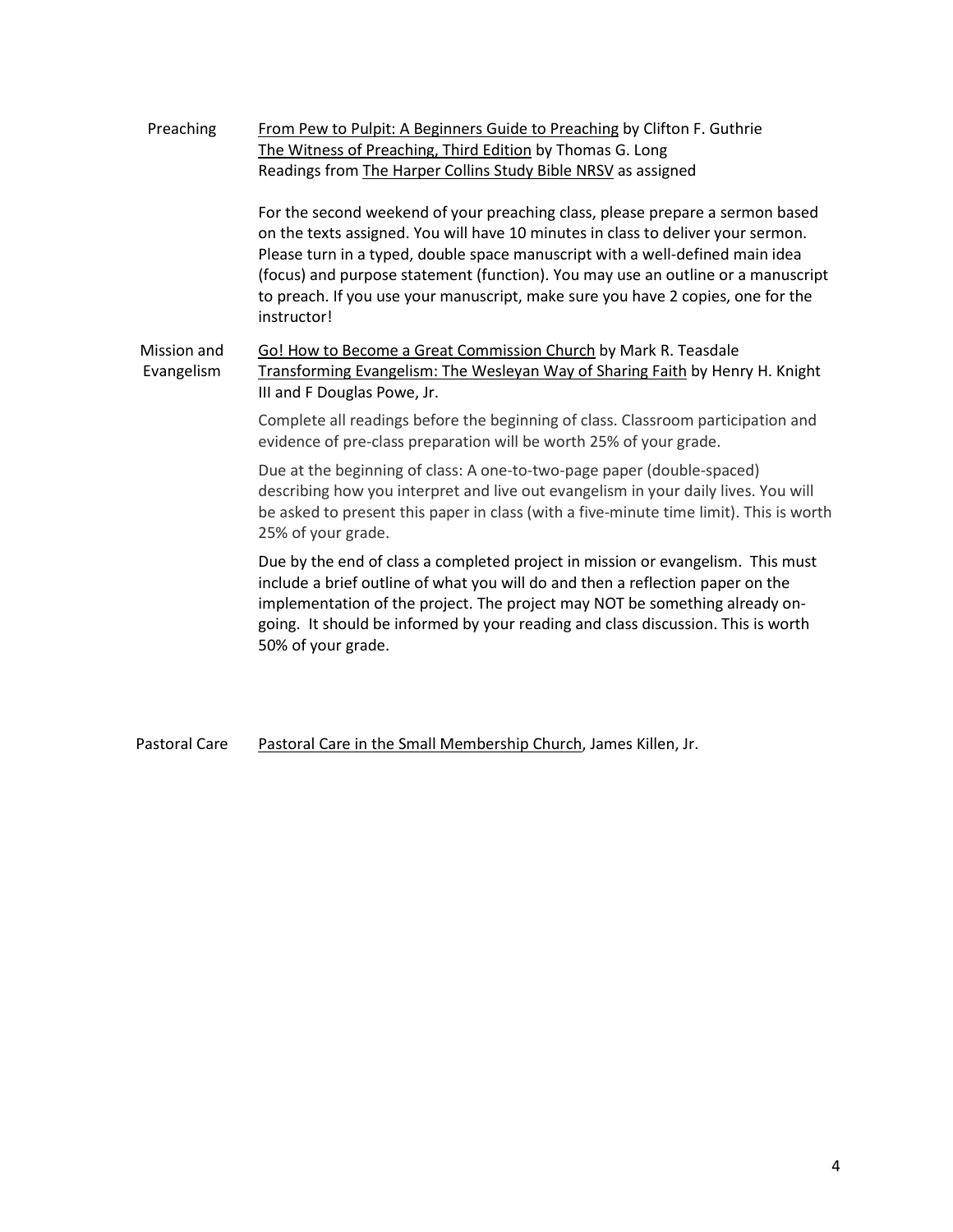**Preaching**

From Pew to Pulpit: A Beginners Guide to Preaching by Clifton F. Guthrie
The Witness of Preaching, Third Edition by Thomas G. Long
Readings from The Harper Collins Study Bible NRSV as assigned

For the second weekend of your preaching class, please prepare a sermon based on the texts assigned. You will have 10 minutes in class to deliver your sermon. Please turn in a typed, double space manuscript with a well-defined main idea (focus) and purpose statement (function). You may use an outline or a manuscript to preach. If you use your manuscript, make sure you have 2 copies, one for the instructor!

**Mission and Evangelism**

Go! How to Become a Great Commission Church by Mark R. Teasdale
Transforming Evangelism: The Wesleyan Way of Sharing Faith by Henry H. Knight III and F Douglas Powe, Jr.

Complete all readings before the beginning of class. Classroom participation and evidence of pre-class preparation will be worth 25% of your grade.

Due at the beginning of class: A one-to-two-page paper (double-spaced) describing how you interpret and live out evangelism in your daily lives. You will be asked to present this paper in class (with a five-minute time limit). This is worth 25% of your grade.

Due by the end of class a completed project in mission or evangelism. This must include a brief outline of what you will do and then a reflection paper on the implementation of the project. The project may NOT be something already on-going. It should be informed by your reading and class discussion. This is worth 50% of your grade.

**Pastoral Care**

Pastoral Care in the Small Membership Church, James Killen, Jr.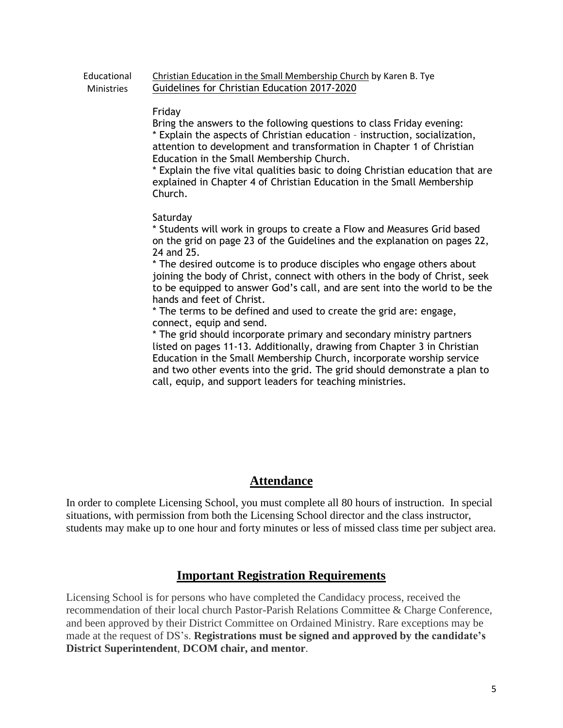Educational Ministries

Christian Education in the Small Membership Church by Karen B. Tye
Guidelines for Christian Education 2017-2020

Friday

Bring the answers to the following questions to class Friday evening:

* Explain the aspects of Christian education – instruction, socialization, attention to development and transformation in Chapter 1 of Christian Education in the Small Membership Church.
* Explain the five vital qualities basic to doing Christian education that are explained in Chapter 4 of Christian Education in the Small Membership Church.

Saturday

* Students will work in groups to create a Flow and Measures Grid based on the grid on page 23 of the Guidelines and the explanation on pages 22, 24 and 25.
* The desired outcome is to produce disciples who engage others about joining the body of Christ, connect with others in the body of Christ, seek to be equipped to answer God's call, and are sent into the world to be the hands and feet of Christ.
* The terms to be defined and used to create the grid are: engage, connect, equip and send.
* The grid should incorporate primary and secondary ministry partners listed on pages 11-13. Additionally, drawing from Chapter 3 in Christian Education in the Small Membership Church, incorporate worship service and two other events into the grid. The grid should demonstrate a plan to call, equip, and support leaders for teaching ministries.

## Attendance

In order to complete Licensing School, you must complete all 80 hours of instruction. In special situations, with permission from both the Licensing School director and the class instructor, students may make up to one hour and forty minutes or less of missed class time per subject area.

## Important Registration Requirements

Licensing School is for persons who have completed the Candidacy process, received the recommendation of their local church Pastor-Parish Relations Committee & Charge Conference, and been approved by their District Committee on Ordained Ministry. Rare exceptions may be made at the request of DS's. **Registrations must be signed and approved by the candidate's District Superintendent**, **DCOM chair, and mentor**.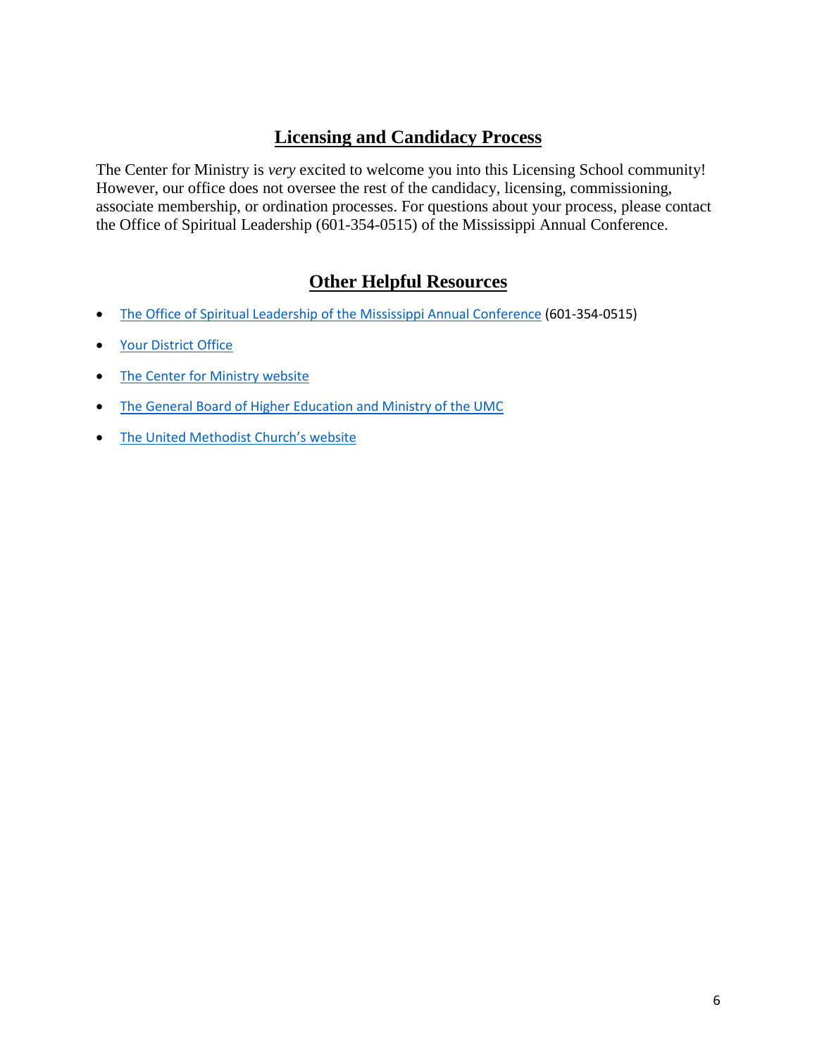## Licensing and Candidacy Process

The Center for Ministry is *very* excited to welcome you into this Licensing School community! However, our office does not oversee the rest of the candidacy, licensing, commissioning, associate membership, or ordination processes. For questions about your process, please contact the Office of Spiritual Leadership (601-354-0515) of the Mississippi Annual Conference.

## Other Helpful Resources

- The Office of Spiritual Leadership of the Mississippi Annual Conference (601-354-0515)
- Your District Office
- The Center for Ministry website
- The General Board of Higher Education and Ministry of the UMC
- The United Methodist Church's website